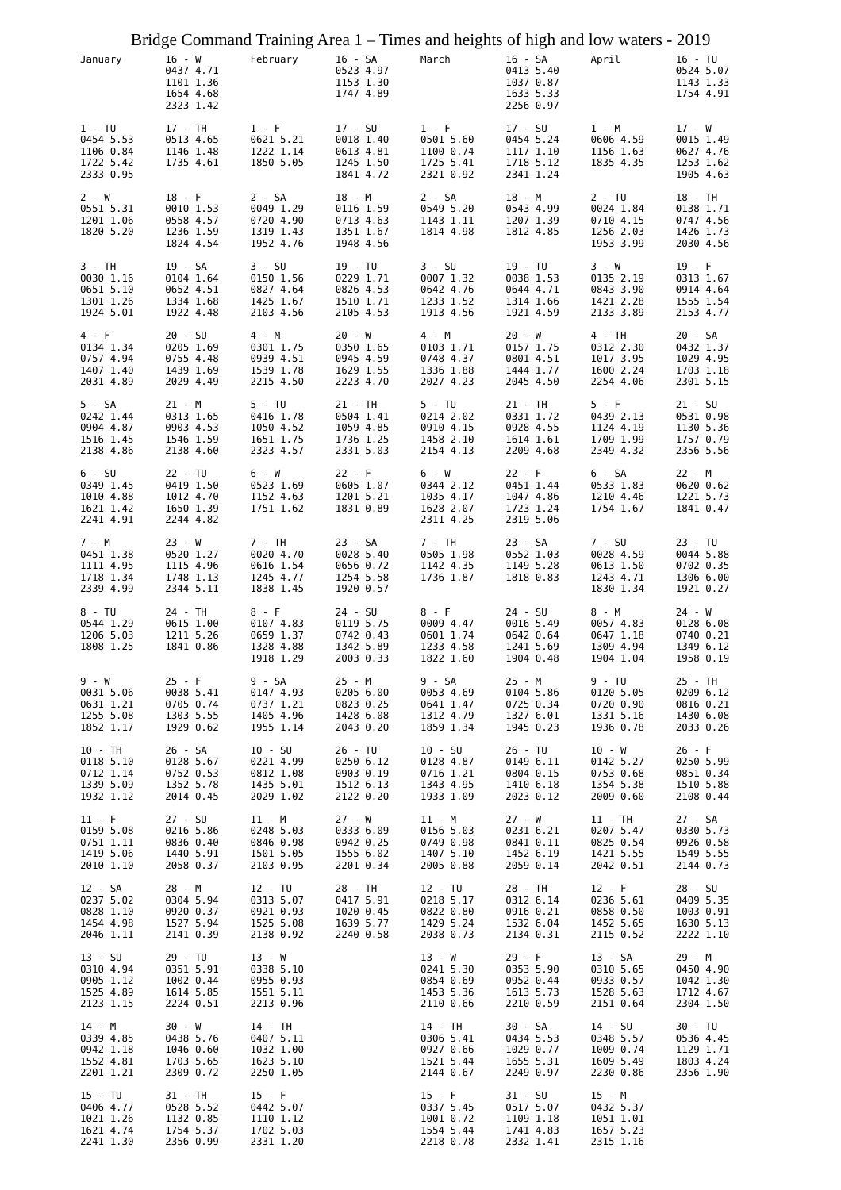# Bridge Command Training Area 1 – Times and heights of high and low waters - 2019

| January | | February | | March | | April | |
|---|---|---|---|---|---|---|---|
| | 16 - W<br>0437 4.71<br>1101 1.36<br>1654 4.68<br>2323 1.42 | | 16 - SA<br>0523 4.97<br>1153 1.30<br>1747 4.89 | | 16 - SA<br>0413 5.40<br>1037 0.87<br>1633 5.33<br>2256 0.97 | | 16 - TU<br>0524 5.07<br>1143 1.33<br>1754 4.91 |
| 1 - TU<br>0454 5.53<br>1106 0.84<br>1722 5.42<br>2333 0.95 | 17 - TH<br>0513 4.65<br>1146 1.48<br>1735 4.61 | 1 - F<br>0621 5.21<br>1222 1.14<br>1850 5.05 | 17 - SU<br>0018 1.40<br>0613 4.81<br>1245 1.50<br>1841 4.72 | 1 - F<br>0501 5.60<br>1100 0.74<br>1725 5.41<br>2321 0.92 | 17 - SU<br>0454 5.24<br>1117 1.10<br>1718 5.12<br>2341 1.24 | 1 - M<br>0606 4.59<br>1156 1.63<br>1835 4.35 | 17 - W<br>0015 1.49<br>0627 4.76<br>1253 1.62<br>1905 4.63 |
| 2 - W<br>0551 5.31<br>1201 1.06<br>1820 5.20 | 18 - F<br>0010 1.53<br>0558 4.57<br>1236 1.59<br>1824 4.54 | 2 - SA<br>0049 1.29<br>0720 4.90<br>1319 1.43<br>1952 4.76 | 18 - M<br>0116 1.59<br>0713 4.63<br>1351 1.67<br>1948 4.56 | 2 - SA<br>0549 5.20<br>1143 1.11<br>1814 4.98 | 18 - M<br>0543 4.99<br>1207 1.39<br>1812 4.85 | 2 - TU<br>0024 1.84<br>0710 4.15<br>1256 2.03<br>1953 3.99 | 18 - TH<br>0747 4.56<br>1426 1.73<br>2030 4.56 |
| 3 - TH<br>0030 1.16<br>0651 5.10<br>1301 1.26<br>1924 5.01 | 19 - SA<br>0104 1.64<br>0652 4.51<br>1334 1.68<br>1922 4.48 | 3 - SU<br>0150 1.56<br>0827 4.64<br>1425 1.67<br>2103 4.56 | 19 - TU<br>0229 1.71<br>0826 4.53<br>1510 1.71<br>2105 4.53 | 3 - SU<br>0007 1.32<br>0642 4.76<br>1233 1.52<br>1913 4.56 | 19 - TU<br>0038 1.53<br>0644 4.71<br>1314 1.66<br>1921 4.59 | 3 - W<br>0135 2.19<br>0843 3.90<br>1421 2.28<br>2133 3.89 | 19 - F<br>0313 1.67<br>0914 4.64<br>1555 1.54<br>2153 4.77 |
| 4 - F<br>0134 1.34<br>0757 4.94<br>1407 1.40<br>2031 4.89 | 20 - SU<br>0205 1.69<br>0755 4.48<br>1439 1.69<br>2029 4.49 | 4 - M<br>0301 1.75<br>0939 4.51<br>1539 1.78<br>2215 4.50 | 20 - W<br>0350 1.65<br>0945 4.59<br>1629 1.55<br>2223 4.70 | 4 - M<br>0103 1.71<br>0748 4.37<br>1336 1.88<br>2027 4.23 | 20 - W<br>0157 1.75<br>0801 4.51<br>1444 1.77<br>2045 4.50 | 4 - TH<br>0312 2.30<br>1017 3.95<br>1600 2.24<br>2254 4.06 | 20 - SA<br>0432 1.37<br>1029 4.95<br>1703 1.18<br>2301 5.15 |
| 5 - SA<br>0242 1.44<br>0904 4.87<br>1516 1.45<br>2138 4.86 | 21 - M<br>0313 1.65<br>0903 4.53<br>1546 1.59<br>2138 4.60 | 5 - TU<br>0416 1.78<br>1050 4.52<br>1651 1.75<br>2323 4.57 | 21 - TH<br>0504 1.41<br>1059 4.85<br>1736 1.25<br>2331 5.03 | 5 - TU<br>0214 2.02<br>0910 4.15<br>1458 2.10<br>2154 4.13 | 21 - TH<br>0331 1.72<br>0928 4.55<br>1614 1.61<br>2209 4.68 | 5 - F<br>0439 2.13<br>1124 4.19<br>1709 1.99<br>2349 4.32 | 21 - SU<br>0531 0.98<br>1130 5.36<br>1757 0.79<br>2356 5.56 |
| 6 - SU<br>0349 1.45<br>1010 4.88<br>1621 1.42<br>2241 4.91 | 22 - TU<br>0419 1.50<br>1012 4.70<br>1650 1.39<br>2244 4.82 | 6 - W<br>0523 1.69<br>1152 4.63<br>1751 1.62 | 22 - F<br>0605 1.07<br>1201 5.21<br>1831 0.89 | 6 - W<br>0344 2.12<br>1035 4.17<br>1628 2.07<br>2311 4.25 | 22 - F<br>0451 1.44<br>1047 4.86<br>1723 1.24<br>2319 5.06 | 6 - SA<br>0533 1.83<br>1210 4.46<br>1754 1.67 | 22 - M<br>0620 0.62<br>1221 5.73<br>1841 0.47 |
| 7 - M<br>0451 1.38<br>1111 4.95<br>1718 1.34<br>2339 4.99 | 23 - W<br>0520 1.27<br>1115 4.96<br>1748 1.13<br>2344 5.11 | 7 - TH<br>0020 4.70<br>0616 1.54<br>1245 4.77<br>1838 1.45 | 23 - SA<br>0028 5.40<br>0656 0.72<br>1254 5.58<br>1920 0.57 | 7 - TH<br>0505 1.98<br>1142 4.35<br>1736 1.87 | 23 - SA<br>0552 1.03<br>1149 5.28<br>1818 0.83 | 7 - SU<br>0028 4.59<br>0613 1.50<br>1243 4.71<br>1830 1.34 | 23 - TU<br>0044 5.88<br>0702 0.35<br>1306 6.00<br>1921 0.27 |
| 8 - TU<br>0544 1.29<br>1206 5.03<br>1808 1.25 | 24 - TH<br>0615 1.00<br>1211 5.26<br>1841 0.86 | 8 - F<br>0107 4.83<br>0659 1.37<br>1328 4.88<br>1918 1.29 | 24 - SU<br>0119 5.75<br>0742 0.43<br>1342 5.89<br>2003 0.33 | 8 - F<br>0009 4.47<br>0601 1.74<br>1233 4.58<br>1822 1.60 | 24 - SU<br>0016 5.49<br>0642 0.64<br>1241 5.69<br>1904 0.48 | 8 - M<br>0057 4.83<br>0647 1.18<br>1309 4.94<br>1904 1.04 | 24 - W<br>0128 6.08<br>0740 0.21<br>1349 6.12<br>1958 0.19 |
| 9 - W<br>0031 5.06<br>0631 1.21<br>1255 5.08<br>1852 1.17 | 25 - F<br>0038 5.41<br>0705 0.74<br>1303 5.55<br>1929 0.62 | 9 - SA<br>0147 4.93<br>0737 1.21<br>1405 4.96<br>1955 1.14 | 25 - M<br>0205 6.00<br>0823 0.25<br>1428 6.08<br>2043 0.20 | 9 - SA<br>0053 4.69<br>0641 1.47<br>1312 4.79<br>1859 1.34 | 25 - M<br>0104 5.86<br>0725 0.34<br>1327 6.01<br>1945 0.23 | 9 - TU<br>0120 5.05<br>0720 0.90<br>1331 5.16<br>1936 0.78 | 25 - TH<br>0209 6.12<br>0816 0.21<br>1430 6.08<br>2033 0.26 |
| 10 - TH<br>0118 5.10<br>0712 1.14<br>1339 5.09<br>1932 1.12 | 26 - SA<br>0128 5.67<br>0752 0.53<br>1352 5.78<br>2014 0.45 | 10 - SU<br>0221 4.99<br>0812 1.08<br>1435 5.01<br>2029 1.02 | 26 - TU<br>0250 6.12<br>0903 0.19<br>1512 6.13<br>2122 0.20 | 10 - SU<br>0128 4.87<br>0716 1.21<br>1343 4.95<br>1933 1.09 | 26 - TU<br>0149 6.11<br>0804 0.15<br>1410 6.18<br>2023 0.12 | 10 - W<br>0142 5.27<br>0753 0.68<br>1354 5.38<br>2009 0.60 | 26 - F<br>0250 5.99<br>0851 0.34<br>1510 5.88<br>2108 0.44 |
| 11 - F<br>0159 5.08<br>0751 1.11<br>1419 5.06<br>2010 1.10 | 27 - SU<br>0216 5.86<br>0836 0.40<br>1440 5.91<br>2058 0.37 | 11 - M<br>0248 5.03<br>0846 0.98<br>1501 5.05<br>2103 0.95 | 27 - W<br>0333 6.09<br>0942 0.25<br>1555 6.02<br>2201 0.34 | 11 - M<br>0156 5.03<br>0749 0.98<br>1407 5.10<br>2005 0.88 | 27 - W<br>0231 6.21<br>0841 0.11<br>1452 6.19<br>2059 0.14 | 11 - TH<br>0207 5.47<br>0825 0.54<br>1421 5.55<br>2042 0.51 | 27 - SA<br>0330 5.73<br>0926 0.58<br>1549 5.55<br>2144 0.73 |
| 12 - SA<br>0237 5.02<br>0828 1.10<br>1454 4.98<br>2046 1.11 | 28 - M<br>0304 5.94<br>0920 0.37<br>1527 5.94<br>2141 0.39 | 12 - TU<br>0313 5.07<br>0921 0.93<br>1525 5.08<br>2138 0.92 | 28 - TH<br>0417 5.91<br>1020 0.45<br>1639 5.77<br>2240 0.58 | 12 - TU<br>0218 5.17<br>0822 0.80<br>1429 5.24<br>2038 0.73 | 28 - TH<br>0312 6.14<br>0916 0.21<br>1532 6.04<br>2134 0.31 | 12 - F<br>0236 5.61<br>0858 0.50<br>1452 5.65<br>2115 0.52 | 28 - SU<br>0409 5.35<br>1003 0.91<br>1630 5.13<br>2222 1.10 |
| 13 - SU<br>0310 4.94<br>0905 1.12<br>1525 4.89<br>2123 1.15 | 29 - TU<br>0351 5.91<br>1002 0.44<br>1614 5.85<br>2224 0.51 | 13 - W<br>0338 5.10<br>0955 0.93<br>1551 5.11<br>2213 0.96 | | 13 - W<br>0241 5.30<br>0854 0.69<br>1453 5.36<br>2110 0.66 | 29 - F<br>0353 5.90<br>0952 0.44<br>1613 5.73<br>2210 0.59 | 13 - SA<br>0310 5.65<br>0933 0.57<br>1528 5.63<br>2151 0.64 | 29 - M<br>0450 4.90<br>1042 1.30<br>1712 4.67<br>2304 1.50 |
| 14 - M<br>0339 4.85<br>0942 1.18<br>1552 4.81<br>2201 1.21 | 30 - W<br>0438 5.76<br>1046 0.60<br>1703 5.65<br>2309 0.72 | 14 - TH<br>0407 5.11<br>1032 1.00<br>1623 5.10<br>2250 1.05 | | 14 - TH<br>0306 5.41<br>0927 0.66<br>1521 5.44<br>2144 0.67 | 30 - SA<br>0434 5.53<br>1029 0.77<br>1655 5.31<br>2249 0.97 | 14 - SU<br>0348 5.57<br>1009 0.74<br>1609 5.49<br>2230 0.86 | 30 - TU<br>0536 4.45<br>1129 1.71<br>1803 4.24<br>2356 1.90 |
| 15 - TU<br>0406 4.77<br>1021 1.26<br>1621 4.74<br>2241 1.30 | 31 - TH<br>0528 5.52<br>1132 0.85<br>1754 5.37<br>2356 0.99 | 15 - F<br>0442 5.07<br>1110 1.12<br>1702 5.03<br>2331 1.20 | | 15 - F<br>0337 5.45<br>1001 0.72<br>1554 5.44<br>2218 0.78 | 31 - SU<br>0517 5.07<br>1109 1.18<br>1741 4.83<br>2332 1.41 | 15 - M<br>0432 5.37<br>1051 1.01<br>1657 5.23<br>2315 1.16 | |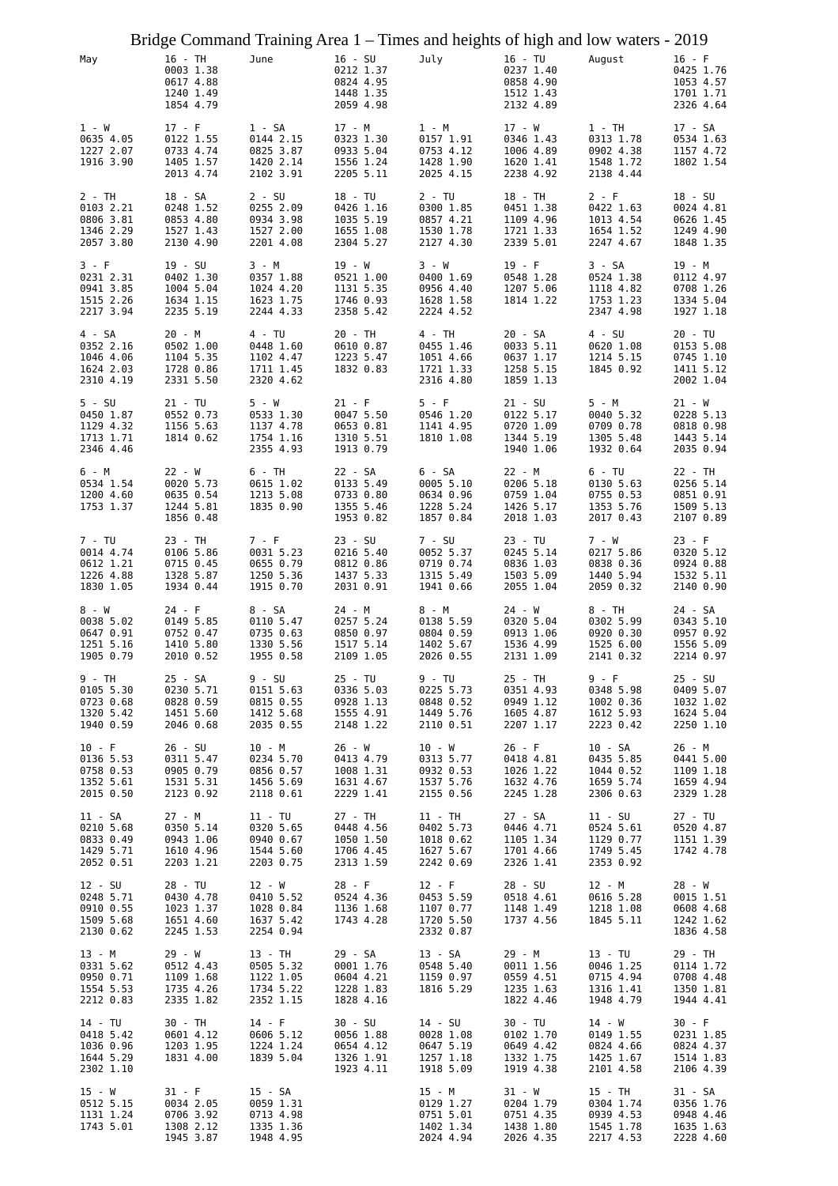# Bridge Command Training Area 1 – Times and heights of high and low waters - 2019

| May | | June | | July | | August | |
|---|---|---|---|---|---|---|---|
| | 16 - TH<br>0003 1.38<br>0617 4.88<br>1240 1.49<br>1854 4.79 | | 16 - SU<br>0212 1.37<br>0824 4.95<br>1448 1.35<br>2059 4.98 | | 16 - TU<br>0237 1.40<br>0858 4.90<br>1512 1.43<br>2132 4.89 | | 16 - F<br>0425 1.76<br>1053 4.57<br>1701 1.71<br>2326 4.64 |
| 1 - W<br>0635 4.05<br>1227 2.07<br>1916 3.90 | 17 - F<br>0122 1.55<br>0733 4.74<br>1405 1.57<br>2013 4.74 | 1 - SA<br>0144 2.15<br>0825 3.87<br>1420 2.14<br>2102 3.91 | 17 - M<br>0323 1.30<br>0933 5.04<br>1556 1.24<br>2205 5.11 | 1 - M<br>0157 1.91<br>0753 4.12<br>1428 1.90<br>2025 4.15 | 17 - W<br>0346 1.43<br>1006 4.89<br>1620 1.41<br>2238 4.92 | 1 - TH<br>0313 1.78<br>0902 4.38<br>1548 1.72<br>2138 4.44 | 17 - SA<br>0534 1.63<br>1157 4.72<br>1802 1.54 |
| 2 - TH<br>0103 2.21<br>0806 3.81<br>1346 2.29<br>2057 3.80 | 18 - SA<br>0248 1.52<br>0853 4.80<br>1527 1.43<br>2130 4.90 | 2 - SU<br>0255 2.09<br>0934 3.98<br>1527 2.00<br>2201 4.08 | 18 - TU<br>0426 1.16<br>1035 5.19<br>1655 1.08<br>2304 5.27 | 2 - TU<br>0300 1.85<br>0857 4.21<br>1530 1.78<br>2127 4.30 | 18 - TH<br>0451 1.38<br>1109 4.96<br>1721 1.33<br>2339 5.01 | 2 - F<br>0422 1.63<br>1013 4.54<br>1654 1.52<br>2247 4.67 | 18 - SU<br>0024 4.81<br>0626 1.45<br>1249 4.90<br>1848 1.35 |
| 3 - F<br>0231 2.31<br>0941 3.85<br>1515 2.26<br>2217 3.94 | 19 - SU<br>0402 1.30<br>1004 5.04<br>1634 1.15<br>2235 5.19 | 3 - M<br>0357 1.88<br>1024 4.20<br>1623 1.75<br>2244 4.33 | 19 - W<br>0521 1.00<br>1131 5.35<br>1746 0.93<br>2358 5.42 | 3 - W<br>0400 1.69<br>0956 4.40<br>1628 1.58<br>2224 4.52 | 19 - F<br>0548 1.28<br>1207 5.06<br>1814 1.22 | 3 - SA<br>0524 1.38<br>1118 4.82<br>1753 1.23<br>2347 4.98 | 19 - M<br>0112 4.97<br>0708 1.26<br>1334 5.04<br>1927 1.18 |
| 4 - SA<br>0352 2.16<br>1046 4.06<br>1624 2.03<br>2310 4.19 | 20 - M<br>0502 1.00<br>1104 5.35<br>1728 0.86<br>2331 5.50 | 4 - TU<br>0448 1.60<br>1102 4.47<br>1711 1.45<br>2320 4.62 | 20 - TH<br>0610 0.87<br>1223 5.47<br>1832 0.83 | 4 - TH<br>0455 1.46<br>1051 4.66<br>1721 1.33<br>2316 4.80 | 20 - SA<br>0033 5.11<br>0637 1.17<br>1258 5.15<br>1859 1.13 | 4 - SU<br>0620 1.08<br>1214 5.15<br>1845 0.92 | 20 - TU<br>0153 5.08<br>0745 1.10<br>1411 5.12<br>2002 1.04 |
| 5 - SU<br>0450 1.87<br>1129 4.32<br>1713 1.71<br>2346 4.46 | 21 - TU<br>0552 0.73<br>1156 5.63<br>1814 0.62 | 5 - W<br>0533 1.30<br>1137 4.78<br>1754 1.16<br>2355 4.93 | 21 - F<br>0047 5.50<br>0653 0.81<br>1310 5.51<br>1913 0.79 | 5 - F<br>0546 1.20<br>1141 4.95<br>1810 1.08 | 21 - SU<br>0122 5.17<br>0720 1.09<br>1344 5.19<br>1940 1.06 | 5 - M<br>0040 5.32<br>0709 0.78<br>1305 5.48<br>1932 0.64 | 21 - W<br>0228 5.13<br>0818 0.98<br>1443 5.14<br>2035 0.94 |
| 6 - M<br>0534 1.54<br>1200 4.60<br>1753 1.37 | 22 - W<br>0020 5.73<br>0635 0.54<br>1244 5.81<br>1856 0.48 | 6 - TH<br>0615 1.02<br>1213 5.08<br>1835 0.90 | 22 - SA<br>0133 5.49<br>0733 0.80<br>1355 5.46<br>1953 0.82 | 6 - SA<br>0005 5.10<br>0634 0.96<br>1228 5.24<br>1857 0.84 | 22 - M<br>0206 5.18<br>0759 1.04<br>1426 5.17<br>2018 1.03 | 6 - TU<br>0130 5.63<br>0755 0.53<br>1353 5.76<br>2017 0.43 | 22 - TH<br>0256 5.14<br>0851 0.91<br>1509 5.13<br>2107 0.89 |
| 7 - TU<br>0014 4.74<br>0612 1.21<br>1226 4.88<br>1830 1.05 | 23 - TH<br>0106 5.86<br>0715 0.45<br>1328 5.87<br>1934 0.44 | 7 - F<br>0031 5.23<br>0655 0.79<br>1250 5.36<br>1915 0.70 | 23 - SU<br>0216 5.40<br>0812 0.86<br>1437 5.33<br>2031 0.91 | 7 - SU<br>0052 5.37<br>0719 0.74<br>1315 5.49<br>1941 0.66 | 23 - TU<br>0245 5.14<br>0836 1.03<br>1503 5.09<br>2055 1.04 | 7 - W<br>0217 5.86<br>0838 0.36<br>1440 5.94<br>2059 0.32 | 23 - F<br>0320 5.12<br>0924 0.88<br>1532 5.11<br>2140 0.90 |
| 8 - W<br>0038 5.02<br>0647 0.91<br>1251 5.16<br>1905 0.79 | 24 - F<br>0149 5.85<br>0752 0.47<br>1410 5.80<br>2010 0.52 | 8 - SA<br>0110 5.47<br>0735 0.63<br>1330 5.56<br>1955 0.58 | 24 - M<br>0257 5.24<br>0850 0.97<br>1517 5.14<br>2109 1.05 | 8 - M<br>0138 5.59<br>0804 0.59<br>1402 5.67<br>2026 0.55 | 24 - W<br>0320 5.04<br>0913 1.06<br>1536 4.99<br>2131 1.09 | 8 - TH<br>0302 5.99<br>0920 0.30<br>1525 6.00<br>2141 0.32 | 24 - SA<br>0343 5.10<br>0957 0.92<br>1556 5.09<br>2214 0.97 |
| 9 - TH<br>0105 5.30<br>0723 0.68<br>1320 5.42<br>1940 0.59 | 25 - SA<br>0230 5.71<br>0828 0.59<br>1451 5.60<br>2046 0.68 | 9 - SU<br>0151 5.63<br>0815 0.55<br>1412 5.68<br>2035 0.55 | 25 - TU<br>0336 5.03<br>0928 1.13<br>1555 4.91<br>2148 1.22 | 9 - TU<br>0225 5.73<br>0848 0.52<br>1449 5.76<br>2110 0.51 | 25 - TH<br>0351 4.93<br>0949 1.12<br>1605 4.87<br>2207 1.17 | 9 - F<br>0348 5.98<br>1002 0.36<br>1612 5.93<br>2223 0.42 | 25 - SU<br>0409 5.07<br>1032 1.02<br>1624 5.04<br>2250 1.10 |
| 10 - F<br>0136 5.53<br>0758 0.53<br>1352 5.61<br>2015 0.50 | 26 - SU<br>0311 5.47<br>0905 0.79<br>1531 5.31<br>2123 0.92 | 10 - M<br>0234 5.70<br>0856 0.57<br>1456 5.69<br>2118 0.61 | 26 - W<br>0413 4.79<br>1008 1.31<br>1631 4.67<br>2229 1.41 | 10 - W<br>0313 5.77<br>0932 0.53<br>1537 5.76<br>2155 0.56 | 26 - F<br>0418 4.81<br>1026 1.22<br>1632 4.76<br>2245 1.28 | 10 - SA<br>0435 5.85<br>1044 0.52<br>1659 5.74<br>2306 0.63 | 26 - M<br>0441 5.00<br>1109 1.18<br>1659 4.94<br>2329 1.28 |
| 11 - SA<br>0210 5.68<br>0833 0.49<br>1429 5.71<br>2052 0.51 | 27 - M<br>0350 5.14<br>0943 1.06<br>1610 4.96<br>2203 1.21 | 11 - TU<br>0320 5.65<br>0940 0.67<br>1544 5.60<br>2203 0.75 | 27 - TH<br>0448 4.56<br>1050 1.50<br>1706 4.45<br>2313 1.59 | 11 - TH<br>0402 5.73<br>1018 0.62<br>1627 5.67<br>2242 0.69 | 27 - SA<br>0446 4.71<br>1105 1.34<br>1701 4.66<br>2326 1.41 | 11 - SU<br>0524 5.61<br>1129 0.77<br>1749 5.45<br>2353 0.92 | 27 - TU<br>0520 4.87<br>1151 1.39<br>1742 4.78 |
| 12 - SU<br>0248 5.71<br>0910 0.55<br>1509 5.68<br>2130 0.62 | 28 - TU<br>0430 4.78<br>1023 1.37<br>1651 4.60<br>2245 1.53 | 12 - W<br>0410 5.52<br>1028 0.84<br>1637 5.42<br>2254 0.94 | 28 - F<br>0524 4.36<br>1136 1.68<br>1743 4.28 | 12 - F<br>0453 5.59<br>1107 0.77<br>1720 5.50<br>2332 0.87 | 28 - SU<br>0518 4.61<br>1148 1.49<br>1737 4.56 | 12 - M<br>0616 5.28<br>1218 1.08<br>1845 5.11 | 28 - W<br>0015 1.51<br>0608 4.68<br>1242 1.62<br>1836 4.58 |
| 13 - M<br>0331 5.62<br>0950 0.71<br>1554 5.53<br>2212 0.83 | 29 - W<br>0512 4.43<br>1109 1.68<br>1735 4.26<br>2335 1.82 | 13 - TH<br>0505 5.32<br>1122 1.05<br>1734 5.22<br>2352 1.15 | 29 - SA<br>0001 1.76<br>0604 4.21<br>1228 1.83<br>1828 4.16 | 13 - SA<br>0548 5.40<br>1159 0.97<br>1816 5.29 | 29 - M<br>0011 1.56<br>0559 4.51<br>1235 1.63<br>1822 4.46 | 13 - TU<br>0046 1.25<br>0715 4.94<br>1316 1.41<br>1948 4.79 | 29 - TH<br>0114 1.72<br>0708 4.48<br>1350 1.81<br>1944 4.41 |
| 14 - TU<br>0418 5.42<br>1036 0.96<br>1644 5.29<br>2302 1.10 | 30 - TH<br>0601 4.12<br>1203 1.95<br>1831 4.00 | 14 - F<br>0606 5.12<br>1224 1.24<br>1839 5.04 | 30 - SU<br>0056 1.88<br>0654 4.12<br>1326 1.91<br>1923 4.11 | 14 - SU<br>0028 1.08<br>0647 5.19<br>1257 1.18<br>1918 5.09 | 30 - TU<br>0102 1.70<br>0649 4.42<br>1332 1.75<br>1919 4.38 | 14 - W<br>0149 1.55<br>0824 4.66<br>1425 1.67<br>2101 4.58 | 30 - F<br>0231 1.85<br>0824 4.37<br>1514 1.83<br>2106 4.39 |
| 15 - W<br>0512 5.15<br>1131 1.24<br>1743 5.01 | 31 - F<br>0034 2.05<br>0706 3.92<br>1308 2.12<br>1945 3.87 | 15 - SA<br>0059 1.31<br>0713 4.98<br>1335 1.36<br>1948 4.95 | | 15 - M<br>0129 1.27<br>0751 5.01<br>1402 1.34<br>2024 4.94 | 31 - W<br>0204 1.79<br>0751 4.35<br>1438 1.80<br>2026 4.35 | 15 - TH<br>0304 1.74<br>0939 4.53<br>1545 1.78<br>2217 4.53 | 31 - SA<br>0356 1.76<br>0948 4.46<br>1635 1.63<br>2228 4.60 |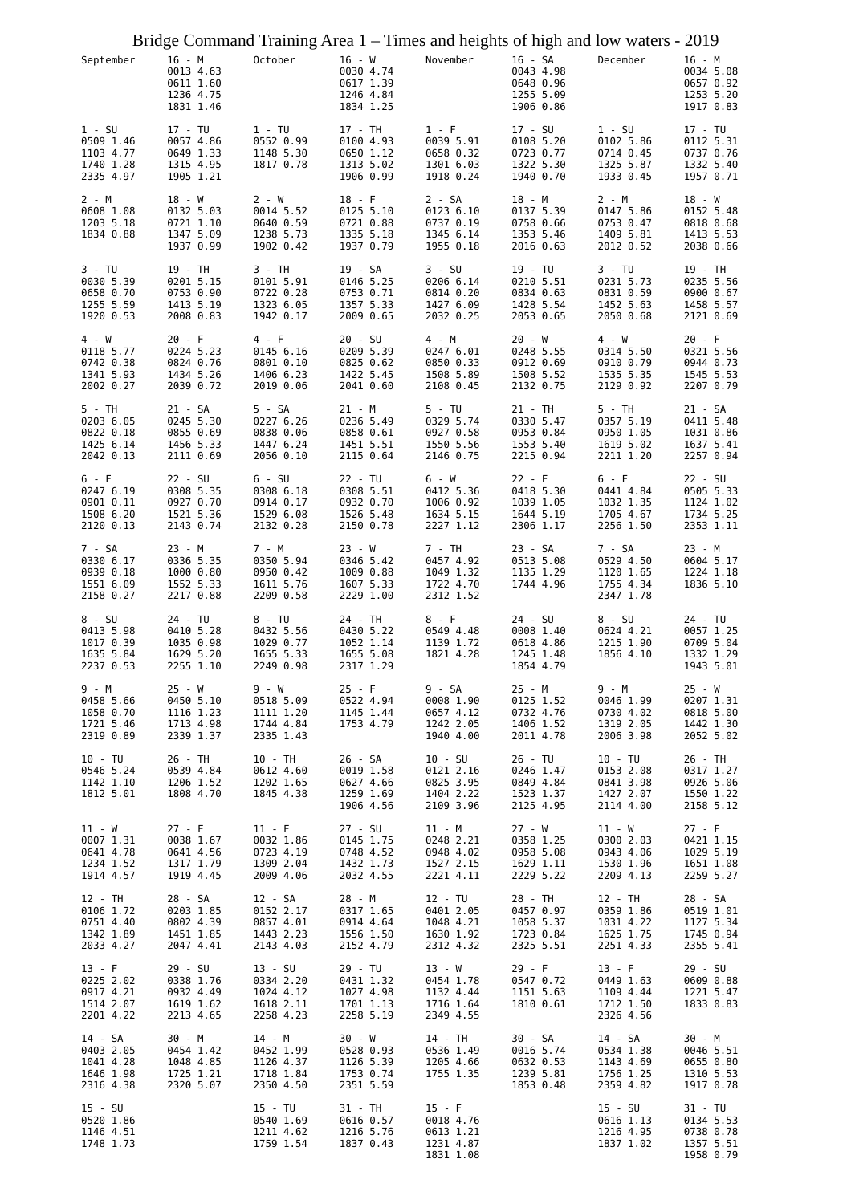# Bridge Command Training Area 1 – Times and heights of high and low waters - 2019

| September | | October | | November | | December | |
|---|---|---|---|---|---|---|---|
| | 16 - M<br>0013 4.63<br>0611 1.60<br>1236 4.75<br>1831 1.46 | | 16 - W<br>0030 4.74<br>0617 1.39<br>1246 4.84<br>1834 1.25 | | 16 - SA<br>0043 4.98<br>0648 0.96<br>1255 5.09<br>1906 0.86 | | 16 - M<br>0034 5.08<br>0657 0.92<br>1253 5.20<br>1917 0.83 |
| 1 - SU<br>0509 1.46<br>1103 4.77<br>1740 1.28<br>2335 4.97 | 17 - TU<br>0057 4.86<br>0649 1.33<br>1315 4.95<br>1905 1.21 | 1 - TU<br>0552 0.99<br>1148 5.30<br>1817 0.78 | 17 - TH<br>0100 4.93<br>0650 1.12<br>1313 5.02<br>1906 0.99 | 1 - F<br>0039 5.91<br>0658 0.32<br>1301 6.03<br>1918 0.24 | 17 - SU<br>0108 5.20<br>0723 0.77<br>1322 5.30<br>1940 0.70 | 1 - SU<br>0102 5.86<br>0714 0.45<br>1325 5.87<br>1933 0.45 | 17 - TU<br>0112 5.31<br>0737 0.76<br>1332 5.40<br>1957 0.71 |
| 2 - M<br>0608 1.08<br>1203 5.18<br>1834 0.88 | 18 - W<br>0132 5.03<br>0721 1.10<br>1347 5.09<br>1937 0.99 | 2 - W<br>0014 5.52<br>0640 0.59<br>1238 5.73<br>1902 0.42 | 18 - F<br>0125 5.10<br>0721 0.88<br>1335 5.18<br>1937 0.79 | 2 - SA<br>0123 6.10<br>0737 0.19<br>1345 6.14<br>1955 0.18 | 18 - M<br>0137 5.39<br>0758 0.66<br>1353 5.46<br>2016 0.63 | 2 - M<br>0147 5.86<br>0753 0.47<br>1409 5.81<br>2012 0.52 | 18 - W<br>0152 5.48<br>0818 0.68<br>1413 5.53<br>2038 0.66 |
| 3 - TU<br>0030 5.39<br>0658 0.70<br>1255 5.59<br>1920 0.53 | 19 - TH<br>0201 5.15<br>0753 0.90<br>1413 5.19<br>2008 0.83 | 3 - TH<br>0101 5.91<br>0722 0.28<br>1323 6.05<br>1942 0.17 | 19 - SA<br>0146 5.25<br>0753 0.71<br>1357 5.33<br>2009 0.65 | 3 - SU<br>0206 6.14<br>0814 0.20<br>1427 6.09<br>2032 0.25 | 19 - TU<br>0210 5.51<br>0834 0.63<br>1428 5.54<br>2053 0.65 | 3 - TU<br>0231 5.73<br>0831 0.59<br>1452 5.63<br>2050 0.68 | 19 - TH<br>0235 5.56<br>0900 0.67<br>1458 5.57<br>2121 0.69 |
| 4 - W<br>0118 5.77<br>0742 0.38<br>1341 5.93<br>2002 0.27 | 20 - F<br>0224 5.23<br>0824 0.76<br>1434 5.26<br>2039 0.72 | 4 - F<br>0145 6.16<br>0801 0.10<br>1406 6.23<br>2019 0.06 | 20 - SU<br>0209 5.39<br>0825 0.62<br>1422 5.45<br>2041 0.60 | 4 - M<br>0247 6.01<br>0850 0.33<br>1508 5.89<br>2108 0.45 | 20 - W<br>0248 5.55<br>0912 0.69<br>1508 5.52<br>2132 0.75 | 4 - W<br>0314 5.50<br>0910 0.79<br>1535 5.35<br>2129 0.92 | 20 - F<br>0321 5.56<br>0944 0.73<br>1545 5.53<br>2207 0.79 |
| 5 - TH<br>0203 6.05<br>0822 0.18<br>1425 6.14<br>2042 0.13 | 21 - SA<br>0245 5.30<br>0855 0.69<br>1456 5.33<br>2111 0.69 | 5 - SA<br>0227 6.26<br>0838 0.06<br>1447 6.24<br>2056 0.10 | 21 - M<br>0236 5.49<br>0858 0.61<br>1451 5.51<br>2115 0.64 | 5 - TU<br>0329 5.74<br>0927 0.58<br>1550 5.56<br>2146 0.75 | 21 - TH<br>0330 5.47<br>0953 0.84<br>1553 5.40<br>2215 0.94 | 5 - TH<br>0357 5.19<br>0950 1.05<br>1619 5.02<br>2211 1.20 | 21 - SA<br>0411 5.48<br>1031 0.86<br>1637 5.41<br>2257 0.94 |
| 6 - F<br>0247 6.19<br>0901 0.11<br>1508 6.20<br>2120 0.13 | 22 - SU<br>0308 5.35<br>0927 0.70<br>1521 5.36<br>2143 0.74 | 6 - SU<br>0308 6.18<br>0914 0.17<br>1529 6.08<br>2132 0.28 | 22 - TU<br>0308 5.51<br>0932 0.70<br>1526 5.48<br>2150 0.78 | 6 - W<br>0412 5.36<br>1006 0.92<br>1634 5.15<br>2227 1.12 | 22 - F<br>0418 5.30<br>1039 1.05<br>1644 5.19<br>2306 1.17 | 6 - F<br>0441 4.84<br>1032 1.35<br>1705 4.67<br>2256 1.50 | 22 - SU<br>0505 5.33<br>1124 1.02<br>1734 5.25<br>2353 1.11 |
| 7 - SA<br>0330 6.17<br>0939 0.18<br>1551 6.09<br>2158 0.27 | 23 - M<br>0336 5.35<br>1000 0.80<br>1552 5.33<br>2217 0.88 | 7 - M<br>0350 5.94<br>0950 0.42<br>1611 5.76<br>2209 0.58 | 23 - W<br>0346 5.42<br>1009 0.88<br>1607 5.33<br>2229 1.00 | 7 - TH<br>0457 4.92<br>1049 1.32<br>1722 4.70<br>2312 1.52 | 23 - SA<br>0513 5.08<br>1135 1.29<br>1744 4.96 | 7 - SA<br>0529 4.50<br>1120 1.65<br>1755 4.34<br>2347 1.78 | 23 - M<br>0604 5.17<br>1224 1.18<br>1836 5.10 |
| 8 - SU<br>0413 5.98<br>1017 0.39<br>1635 5.84<br>2237 0.53 | 24 - TU<br>0410 5.28<br>1035 0.98<br>1629 5.20<br>2255 1.10 | 8 - TU<br>0432 5.56<br>1029 0.77<br>1655 5.33<br>2249 0.98 | 24 - TH<br>0430 5.22<br>1052 1.14<br>1655 5.08<br>2317 1.29 | 8 - F<br>0549 4.48<br>1139 1.72<br>1821 4.28 | 24 - SU<br>0008 1.40<br>0618 4.86<br>1245 1.48<br>1854 4.79 | 8 - SU<br>0624 4.21<br>1215 1.90<br>1856 4.10 | 24 - TU<br>0057 1.25<br>0709 5.04<br>1332 1.29<br>1943 5.01 |
| 9 - M<br>0458 5.66<br>1058 0.70<br>1721 5.46<br>2319 0.89 | 25 - W<br>0450 5.10<br>1116 1.23<br>1713 4.98<br>2339 1.37 | 9 - W<br>0518 5.09<br>1111 1.20<br>1744 4.84<br>2335 1.43 | 25 - F<br>0522 4.94<br>1145 1.44<br>1753 4.79 | 9 - SA<br>0008 1.90<br>0657 4.12<br>1242 2.05<br>1940 4.00 | 25 - M<br>0125 1.52<br>0732 4.76<br>1406 1.52<br>2011 4.78 | 9 - M<br>0046 1.99<br>0730 4.02<br>1319 2.05<br>2006 3.98 | 25 - W<br>0207 1.31<br>0818 5.00<br>1442 1.30<br>2052 5.02 |
| 10 - TU<br>0546 5.24<br>1142 1.10<br>1812 5.01 | 26 - TH<br>0539 4.84<br>1206 1.52<br>1808 4.70 | 10 - TH<br>0612 4.60<br>1202 1.65<br>1845 4.38 | 26 - SA<br>0019 1.58<br>0627 4.66<br>1259 1.69<br>1906 4.56 | 10 - SU<br>0121 2.16<br>0825 3.95<br>1404 2.22<br>2109 3.96 | 26 - TU<br>0246 1.47<br>0849 4.84<br>1523 1.37<br>2125 4.95 | 10 - TU<br>0153 2.08<br>0841 3.98<br>1427 2.07<br>2114 4.00 | 26 - TH<br>0317 1.27<br>0926 5.06<br>1550 1.22<br>2158 5.12 |
| 11 - W<br>0007 1.31<br>0641 4.78<br>1234 1.52<br>1914 4.57 | 27 - F<br>0038 1.67<br>0641 4.56<br>1317 1.79<br>1919 4.45 | 11 - F<br>0032 1.86<br>0723 4.19<br>1309 2.04<br>2009 4.06 | 27 - SU<br>0145 1.75<br>0748 4.52<br>1432 1.73<br>2032 4.55 | 11 - M<br>0248 2.21<br>0948 4.02<br>1527 2.15<br>2221 4.11 | 27 - W<br>0358 1.25<br>0958 5.08<br>1629 1.11<br>2229 5.22 | 11 - W<br>0300 2.03<br>0943 4.06<br>1530 1.96<br>2209 4.13 | 27 - F<br>0421 1.15<br>1029 5.19<br>1651 1.08<br>2259 5.27 |
| 12 - TH<br>0106 1.72<br>0751 4.40<br>1342 1.89<br>2033 4.27 | 28 - SA<br>0203 1.85<br>0802 4.39<br>1451 1.85<br>2047 4.41 | 12 - SA<br>0152 2.17<br>0857 4.01<br>1443 2.23<br>2143 4.03 | 28 - M<br>0317 1.65<br>0914 4.64<br>1556 1.50<br>2152 4.79 | 12 - TU<br>0401 2.05<br>1048 4.21<br>1630 1.92<br>2312 4.32 | 28 - TH<br>0457 0.97<br>1058 5.37<br>1723 0.84<br>2325 5.51 | 12 - TH<br>0359 1.86<br>1031 4.22<br>1625 1.75<br>2251 4.33 | 28 - SA<br>0519 1.01<br>1127 5.34<br>1745 0.94<br>2355 5.41 |
| 13 - F<br>0225 2.02<br>0917 4.21<br>1514 2.07<br>2201 4.22 | 29 - SU<br>0338 1.76<br>0932 4.49<br>1619 1.62<br>2213 4.65 | 13 - SU<br>0334 2.20<br>1024 4.12<br>1618 2.11<br>2258 4.23 | 29 - TU<br>0431 1.32<br>1027 4.98<br>1701 1.13<br>2258 5.19 | 13 - W<br>0454 1.78<br>1132 4.44<br>1716 1.64<br>2349 4.55 | 29 - F<br>0547 0.72<br>1151 5.63<br>1810 0.61 | 13 - F<br>0449 1.63<br>1109 4.44<br>1712 1.50<br>2326 4.56 | 29 - SU<br>0609 0.88<br>1221 5.47<br>1833 0.83 |
| 14 - SA<br>0403 2.05<br>1041 4.28<br>1646 1.98<br>2316 4.38 | 30 - M<br>0454 1.42<br>1048 4.85<br>1725 1.21<br>2320 5.07 | 14 - M<br>0452 1.99<br>1126 4.37<br>1718 1.84<br>2350 4.50 | 30 - W<br>0528 0.93<br>1126 5.39<br>1753 0.74<br>2351 5.59 | 14 - TH<br>0536 1.49<br>1205 4.66<br>1755 1.35 | 30 - SA<br>0016 5.74<br>0632 0.53<br>1239 5.81<br>1853 0.48 | 14 - SA<br>0534 1.38<br>1143 4.69<br>1756 1.25<br>2359 4.82 | 30 - M<br>0046 5.51<br>0655 0.80<br>1310 5.53<br>1917 0.78 |
| 15 - SU<br>0520 1.86<br>1146 4.51<br>1748 1.73 | | 15 - TU<br>0540 1.69<br>1211 4.62<br>1759 1.54 | 31 - TH<br>0616 0.57<br>1216 5.76<br>1837 0.43 | 15 - F<br>0018 4.76<br>0613 1.21<br>1231 4.87<br>1831 1.08 | | 15 - SA<br>0616 1.13<br>1216 4.95<br>1837 1.02 | 31 - TU<br>0134 5.53<br>0738 0.78<br>1357 5.51<br>1958 0.79 |